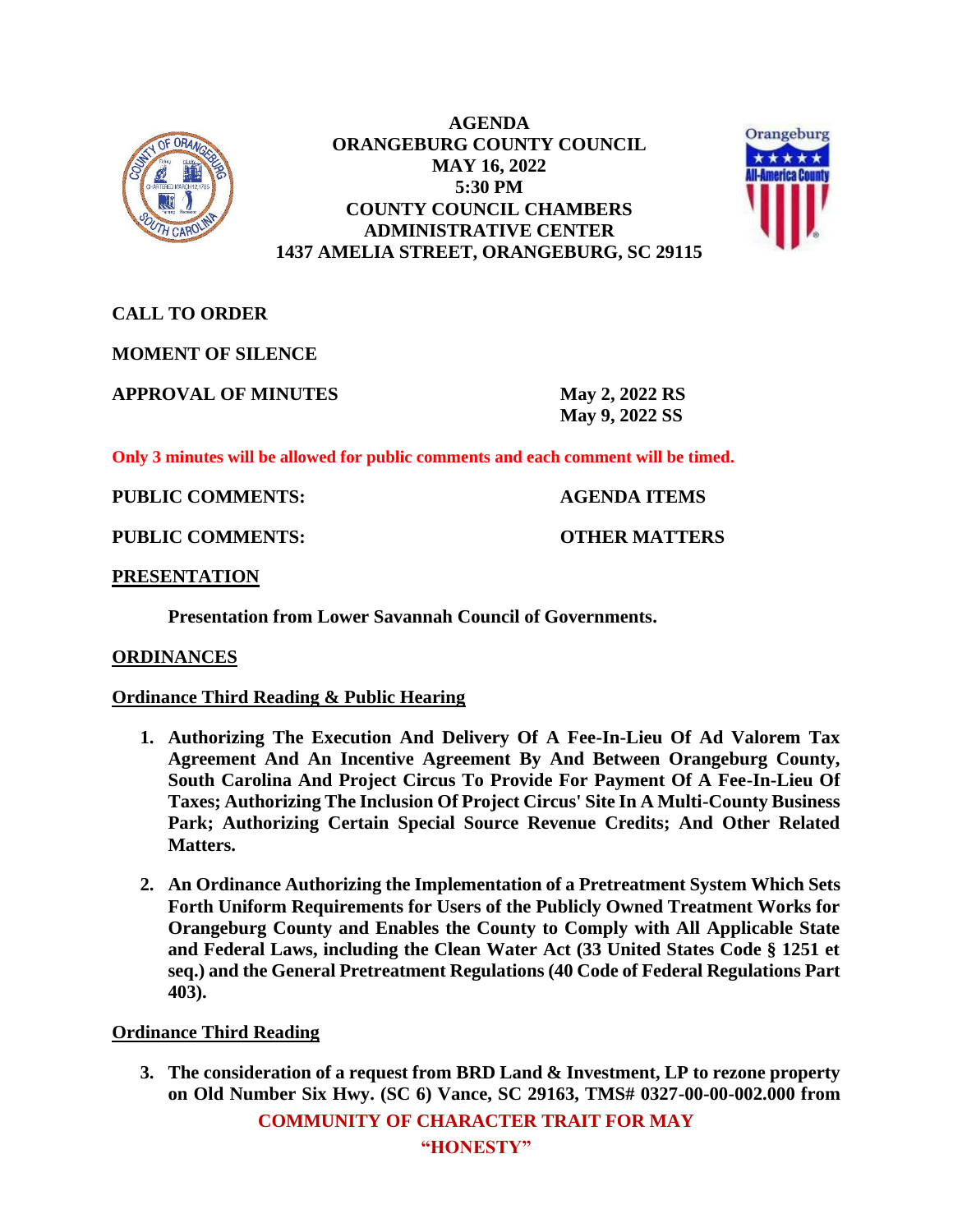# AGENDA
## ORANGEBURG COUNTY COUNCIL
## MAY 16, 2022
## 5:30 PM
## COUNTY COUNCIL CHAMBERS
## ADMINISTRATIVE CENTER
## 1437 AMELIA STREET, ORANGEBURG, SC 29115

**CALL TO ORDER**

**MOMENT OF SILENCE**

**APPROVAL OF MINUTES** — **May 2, 2022 RS**
**May 9, 2022 SS**

**Only 3 minutes will be allowed for public comments and each comment will be timed.**

**PUBLIC COMMENTS:** — **AGENDA ITEMS**

**PUBLIC COMMENTS:** — **OTHER MATTERS**

**PRESENTATION**

**Presentation from Lower Savannah Council of Governments.**

**ORDINANCES**

**Ordinance Third Reading & Public Hearing**

1. **Authorizing The Execution And Delivery Of A Fee-In-Lieu Of Ad Valorem Tax Agreement And An Incentive Agreement By And Between Orangeburg County, South Carolina And Project Circus To Provide For Payment Of A Fee-In-Lieu Of Taxes; Authorizing The Inclusion Of Project Circus' Site In A Multi-County Business Park; Authorizing Certain Special Source Revenue Credits; And Other Related Matters.**

2. **An Ordinance Authorizing the Implementation of a Pretreatment System Which Sets Forth Uniform Requirements for Users of the Publicly Owned Treatment Works for Orangeburg County and Enables the County to Comply with All Applicable State and Federal Laws, including the Clean Water Act (33 United States Code § 1251 et seq.) and the General Pretreatment Regulations (40 Code of Federal Regulations Part 403).**

**Ordinance Third Reading**

3. **The consideration of a request from BRD Land & Investment, LP to rezone property on Old Number Six Hwy. (SC 6) Vance, SC 29163, TMS# 0327-00-00-002.000 from**

**COMMUNITY OF CHARACTER TRAIT FOR MAY**
**"HONESTY"**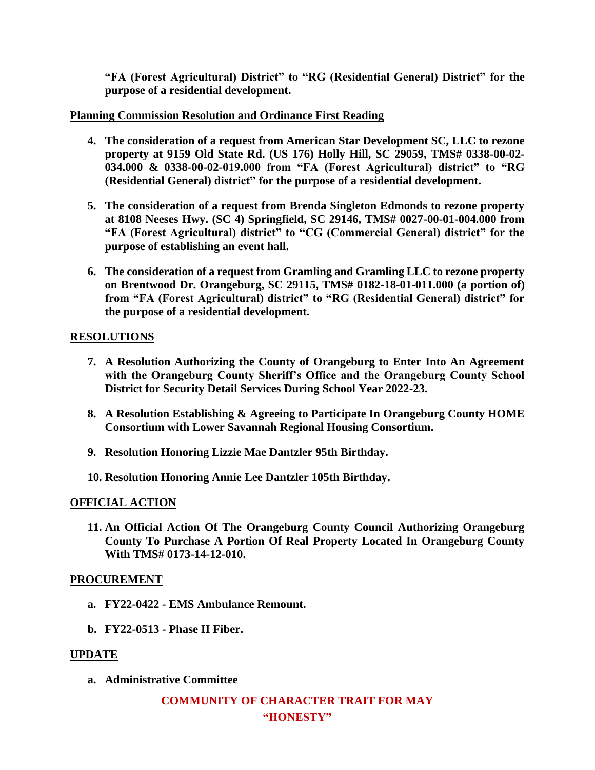**"FA (Forest Agricultural) District" to "RG (Residential General) District" for the purpose of a residential development.**

**Planning Commission Resolution and Ordinance First Reading**

4. **The consideration of a request from American Star Development SC, LLC to rezone property at 9159 Old State Rd. (US 176) Holly Hill, SC 29059, TMS# 0338-00-02-034.000 & 0338-00-02-019.000 from "FA (Forest Agricultural) district" to "RG (Residential General) district" for the purpose of a residential development.**

5. **The consideration of a request from Brenda Singleton Edmonds to rezone property at 8108 Neeses Hwy. (SC 4) Springfield, SC 29146, TMS# 0027-00-01-004.000 from "FA (Forest Agricultural) district" to "CG (Commercial General) district" for the purpose of establishing an event hall.**

6. **The consideration of a request from Gramling and Gramling LLC to rezone property on Brentwood Dr. Orangeburg, SC 29115, TMS# 0182-18-01-011.000 (a portion of) from "FA (Forest Agricultural) district" to "RG (Residential General) district" for the purpose of a residential development.**

**RESOLUTIONS**

7. **A Resolution Authorizing the County of Orangeburg to Enter Into An Agreement with the Orangeburg County Sheriff's Office and the Orangeburg County School District for Security Detail Services During School Year 2022-23.**

8. **A Resolution Establishing & Agreeing to Participate In Orangeburg County HOME Consortium with Lower Savannah Regional Housing Consortium.**

9. **Resolution Honoring Lizzie Mae Dantzler 95th Birthday.**

10. **Resolution Honoring Annie Lee Dantzler 105th Birthday.**

**OFFICIAL ACTION**

11. **An Official Action Of The Orangeburg County Council Authorizing Orangeburg County To Purchase A Portion Of Real Property Located In Orangeburg County With TMS# 0173-14-12-010.**

**PROCUREMENT**

a. **FY22-0422 - EMS Ambulance Remount.**

b. **FY22-0513 - Phase II Fiber.**

**UPDATE**

a. **Administrative Committee**

**COMMUNITY OF CHARACTER TRAIT FOR MAY**

**"HONESTY"**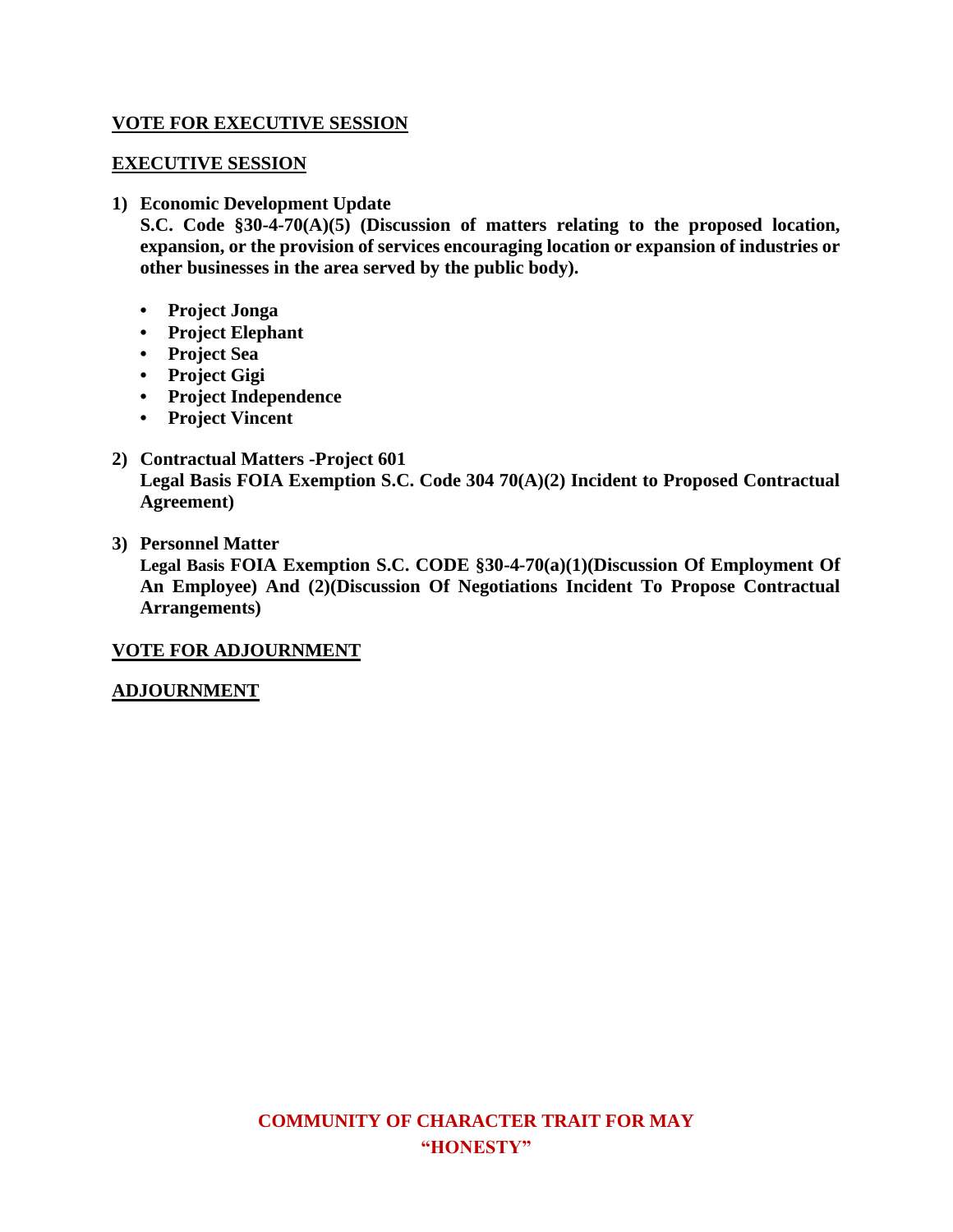**VOTE FOR EXECUTIVE SESSION**

**EXECUTIVE SESSION**

1) **Economic Development Update**
   **S.C. Code §30-4-70(A)(5) (Discussion of matters relating to the proposed location, expansion, or the provision of services encouraging location or expansion of industries or other businesses in the area served by the public body).**

   - **Project Jonga**
   - **Project Elephant**
   - **Project Sea**
   - **Project Gigi**
   - **Project Independence**
   - **Project Vincent**

2) **Contractual Matters -Project 601**
   **Legal Basis FOIA Exemption S.C. Code 304 70(A)(2) Incident to Proposed Contractual Agreement)**

3) **Personnel Matter**
   **Legal Basis FOIA Exemption S.C. CODE §30-4-70(a)(1)(Discussion Of Employment Of An Employee) And (2)(Discussion Of Negotiations Incident To Propose Contractual Arrangements)**

**VOTE FOR ADJOURNMENT**

**ADJOURNMENT**

**COMMUNITY OF CHARACTER TRAIT FOR MAY**
**"HONESTY"**